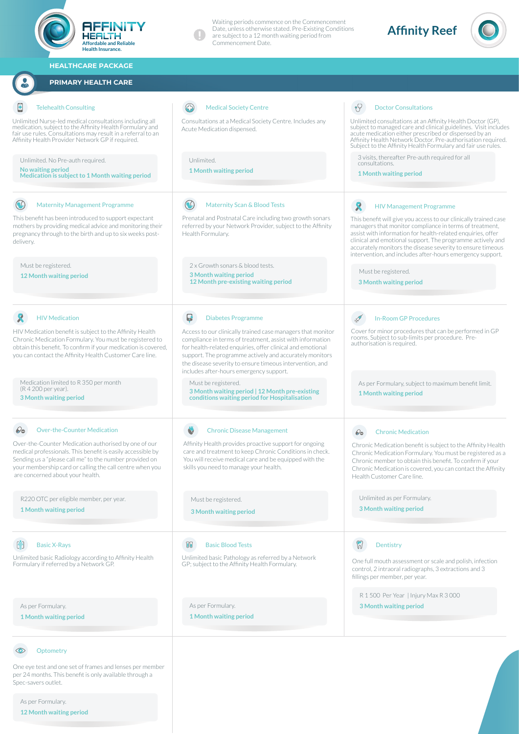AFFINITY HEALTH
Affordable and Reliable Health Insurance.

Waiting periods commence on the Commencement Date, unless otherwise stated. Pre-Existing Conditions are subject to a 12 month waiting period from Commencement Date.

# Affinity Reef

## HEALTHCARE PACKAGE

## PRIMARY HEALTH CARE

### Telehealth Consulting

Unlimited Nurse-led medical consultations including all medication, subject to the Affinity Health Formulary and fair use rules. Consultations may result in a referral to an Affinity Health Provider Network GP if required.

Unlimited. No Pre-auth required.

**No waiting period**
**Medication is subject to 1 Month waiting period**

### Medical Society Centre

Consultations at a Medical Society Centre. Includes any Acute Medication dispensed.

Unlimited.

**1 Month waiting period**

### Doctor Consultations

Unlimited consultations at an Affinity Health Doctor (GP), subject to managed care and clinical guidelines. Visit includes acute medication either prescribed or dispensed by an Affinity Health Network Doctor. Pre-authorisation required. Subject to the Affinity Health Formulary and fair use rules.

3 visits, thereafter Pre-auth required for all consultations.

**1 Month waiting period**

### Maternity Management Programme

This benefit has been introduced to support expectant mothers by providing medical advice and monitoring their pregnancy through to the birth and up to six weeks post-delivery.

Must be registered.

**12 Month waiting period**

### Maternity Scan & Blood Tests

Prenatal and Postnatal Care including two growth sonars referred by your Network Provider, subject to the Affinity Health Formulary.

2 x Growth sonars & blood tests.

**3 Month waiting period**
**12 Month pre-existing waiting period**

### HIV Management Programme

This benefit will give you access to our clinically trained case managers that monitor compliance in terms of treatment, assist with information for health-related enquiries, offer clinical and emotional support. The programme actively and accurately monitors the disease severity to ensure timeous intervention, and includes after-hours emergency support.

Must be registered.

**3 Month waiting period**

### HIV Medication

HIV Medication benefit is subject to the Affinity Health Chronic Medication Formulary. You must be registered to obtain this benefit. To confirm if your medication is covered, you can contact the Affinity Health Customer Care line.

Medication limited to R 350 per month (R 4 200 per year).

**3 Month waiting period**

### Diabetes Programme

Access to our clinically trained case managers that monitor compliance in terms of treatment, assist with information for health-related enquiries, offer clinical and emotional support. The programme actively and accurately monitors the disease severity to ensure timeous intervention, and includes after-hours emergency support.

Must be registered.

**3 Month waiting period | 12 Month pre-existing conditions waiting period for Hospitalisation**

### In-Room GP Procedures

Cover for minor procedures that can be performed in GP rooms. Subject to sub-limits per procedure. Pre-authorisation is required.

As per Formulary, subject to maximum benefit limit.

**1 Month waiting period**

### Over-the-Counter Medication

Over-the-Counter Medication authorised by one of our medical professionals. This benefit is easily accessible by Sending us a "please call me" to the number provided on your membership card or calling the call centre when you are concerned about your health.

R220 OTC per eligible member, per year.

**1 Month waiting period**

### Chronic Disease Management

Affinity Health provides proactive support for ongoing care and treatment to keep Chronic Conditions in check. You will receive medical care and be equipped with the skills you need to manage your health.

Must be registered.

**3 Month waiting period**

### Chronic Medication

Chronic Medication benefit is subject to the Affinity Health Chronic Medication Formulary. You must be registered as a Chronic member to obtain this benefit. To confirm if your Chronic Medication is covered, you can contact the Affinity Health Customer Care line.

Unlimited as per Formulary.

**3 Month waiting period**

### Basic X-Rays

Unlimited basic Radiology according to Affinity Health Formulary if referred by a Network GP.

As per Formulary.

**1 Month waiting period**

### Basic Blood Tests

Unlimited basic Pathology as referred by a Network GP; subject to the Affinity Health Formulary.

As per Formulary.

**1 Month waiting period**

### Dentistry

One full mouth assessment or scale and polish, infection control, 2 intraoral radiographs, 3 extractions and 3 fillings per member, per year.

R 1 500 Per Year | Injury Max R 3 000

**3 Month waiting period**

### Optometry

One eye test and one set of frames and lenses per member per 24 months. This benefit is only available through a Spec-savers outlet.

As per Formulary.

**12 Month waiting period**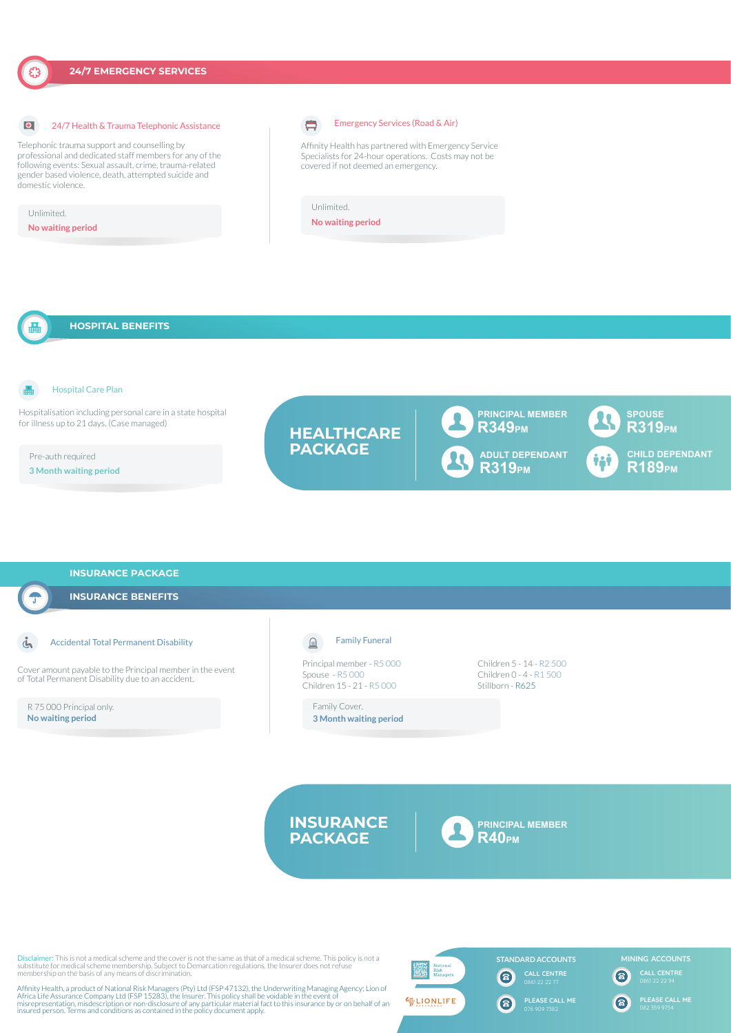## 24/7 EMERGENCY SERVICES

### 24/7 Health & Trauma Telephonic Assistance

Telephonic trauma support and counselling by professional and dedicated staff members for any of the following events: Sexual assault, crime, trauma-related gender based violence, death, attempted suicide and domestic violence.

Unlimited.
**No waiting period**

### Emergency Services (Road & Air)

Affinity Health has partnered with Emergency Service Specialists for 24-hour operations. Costs may not be covered if not deemed an emergency.

Unlimited.
**No waiting period**

## HOSPITAL BENEFITS

### Hospital Care Plan

Hospitalisation including personal care in a state hospital for illness up to 21 days. (Case managed)

Pre-auth required
**3 Month waiting period**

## HEALTHCARE PACKAGE

- **PRINCIPAL MEMBER** R349PM
- **SPOUSE** R319PM
- **ADULT DEPENDANT** R319PM
- **CHILD DEPENDANT** R189PM

## INSURANCE PACKAGE

## INSURANCE BENEFITS

### Accidental Total Permanent Disability

Cover amount payable to the Principal member in the event of Total Permanent Disability due to an accident.

R 75 000 Principal only.
**No waiting period**

### Family Funeral

Principal member - R5 000
Spouse - R5 000
Children 15 - 21 - R5 000
Children 5 - 14 - R2 500
Children 0 - 4 - R1 500
Stillborn - R625

Family Cover.
**3 Month waiting period**

## INSURANCE PACKAGE

- **PRINCIPAL MEMBER** R40PM

Disclaimer: This is not a medical scheme and the cover is not the same as that of a medical scheme. This policy is not a substitute for medical scheme membership. Subject to Demarcation regulations, the Insurer does not refuse membership on the basis of any means of discrimination.

Affinity Health, a product of National Risk Managers (Pty) Ltd (FSP 47132), the Underwriting Managing Agency; Lion of Africa Life Assurance Company Ltd (FSP 15283), the Insurer. This policy shall be voidable in the event of misrepresentation, misdescription or non-disclosure of any particular material fact to this insurance by or on behalf of an insured person. Terms and conditions as contained in the policy document apply.

National Risk Managers

LIONLIFE

**STANDARD ACCOUNTS**
- CALL CENTRE 0861 22 22 77
- PLEASE CALL ME 076 909 7382

**MINING ACCOUNTS**
- CALL CENTRE 0861 22 22 94
- PLEASE CALL ME 082 359 9754